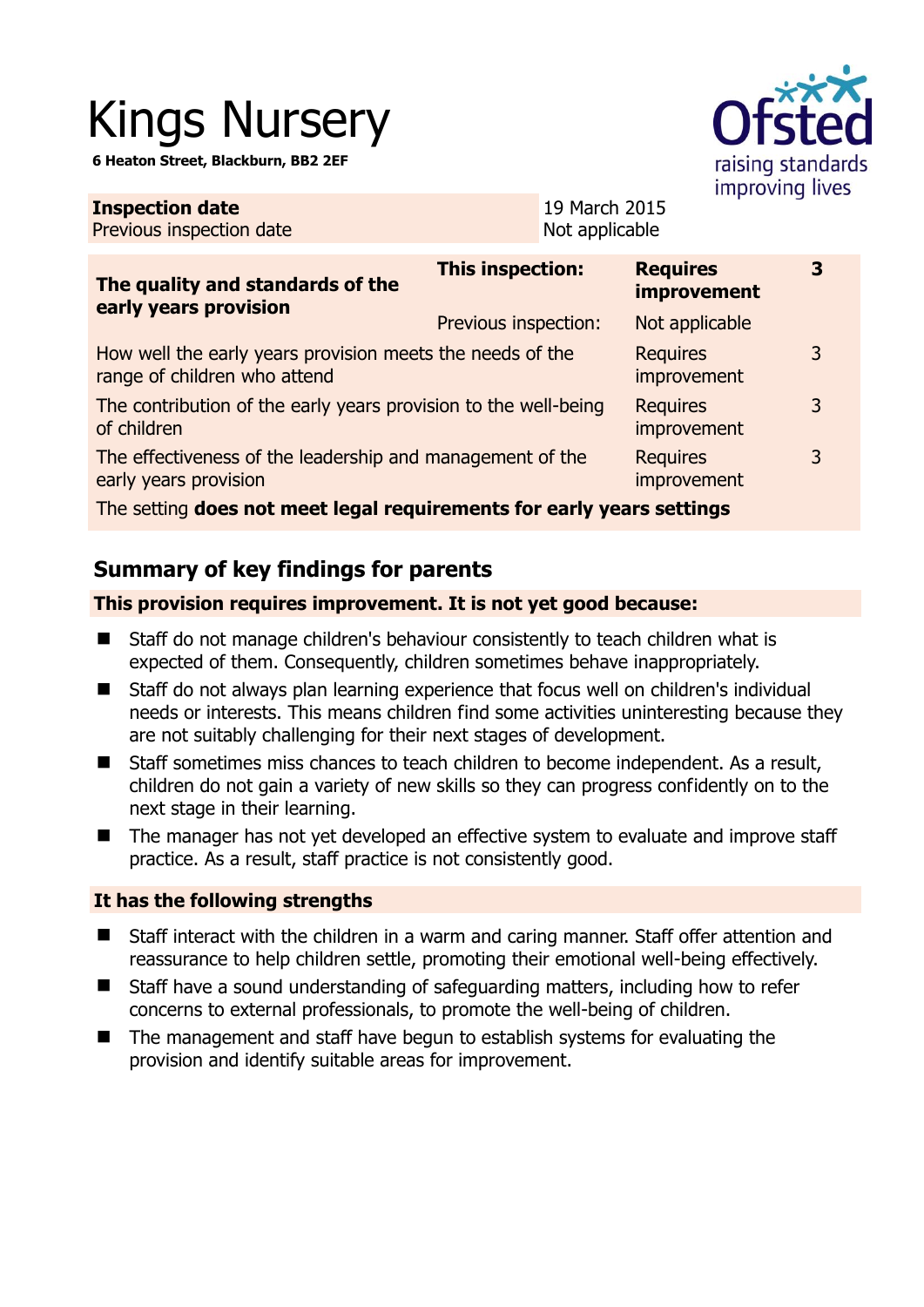# Kings Nursery

**6 Heaton Street, Blackburn, BB2 2EF**

| | |
|---|---|
| **Inspection date** | 19 March 2015 |
| Previous inspection date | Not applicable |

| | | | |
|---|---|---|---|
| **The quality and standards of the early years provision** | **This inspection:** | **Requires improvement** | **3** |
| | Previous inspection: | Not applicable | |
| How well the early years provision meets the needs of the range of children who attend | | Requires improvement | 3 |
| The contribution of the early years provision to the well-being of children | | Requires improvement | 3 |
| The effectiveness of the leadership and management of the early years provision | | Requires improvement | 3 |
| The setting **does not meet legal requirements for early years settings** | | | |

## Summary of key findings for parents

### This provision requires improvement. It is not yet good because:

- Staff do not manage children's behaviour consistently to teach children what is expected of them. Consequently, children sometimes behave inappropriately.
- Staff do not always plan learning experience that focus well on children's individual needs or interests. This means children find some activities uninteresting because they are not suitably challenging for their next stages of development.
- Staff sometimes miss chances to teach children to become independent. As a result, children do not gain a variety of new skills so they can progress confidently on to the next stage in their learning.
- The manager has not yet developed an effective system to evaluate and improve staff practice. As a result, staff practice is not consistently good.

### It has the following strengths

- Staff interact with the children in a warm and caring manner. Staff offer attention and reassurance to help children settle, promoting their emotional well-being effectively.
- Staff have a sound understanding of safeguarding matters, including how to refer concerns to external professionals, to promote the well-being of children.
- The management and staff have begun to establish systems for evaluating the provision and identify suitable areas for improvement.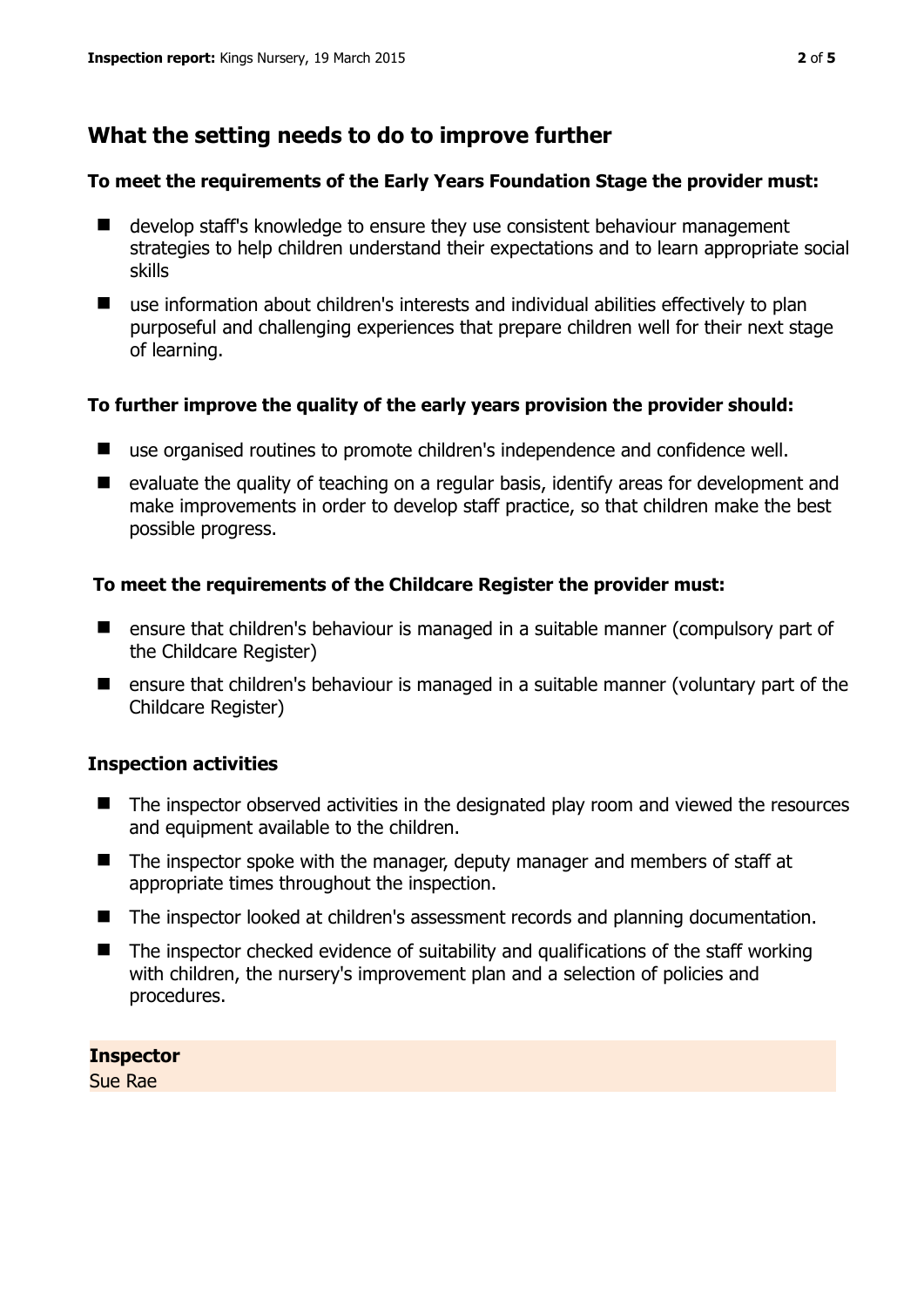## What the setting needs to do to improve further

**To meet the requirements of the Early Years Foundation Stage the provider must:**

- develop staff's knowledge to ensure they use consistent behaviour management strategies to help children understand their expectations and to learn appropriate social skills
- use information about children's interests and individual abilities effectively to plan purposeful and challenging experiences that prepare children well for their next stage of learning.

**To further improve the quality of the early years provision the provider should:**

- use organised routines to promote children's independence and confidence well.
- evaluate the quality of teaching on a regular basis, identify areas for development and make improvements in order to develop staff practice, so that children make the best possible progress.

**To meet the requirements of the Childcare Register the provider must:**

- ensure that children's behaviour is managed in a suitable manner (compulsory part of the Childcare Register)
- ensure that children's behaviour is managed in a suitable manner (voluntary part of the Childcare Register)

### Inspection activities

- The inspector observed activities in the designated play room and viewed the resources and equipment available to the children.
- The inspector spoke with the manager, deputy manager and members of staff at appropriate times throughout the inspection.
- The inspector looked at children's assessment records and planning documentation.
- The inspector checked evidence of suitability and qualifications of the staff working with children, the nursery's improvement plan and a selection of policies and procedures.

**Inspector**
Sue Rae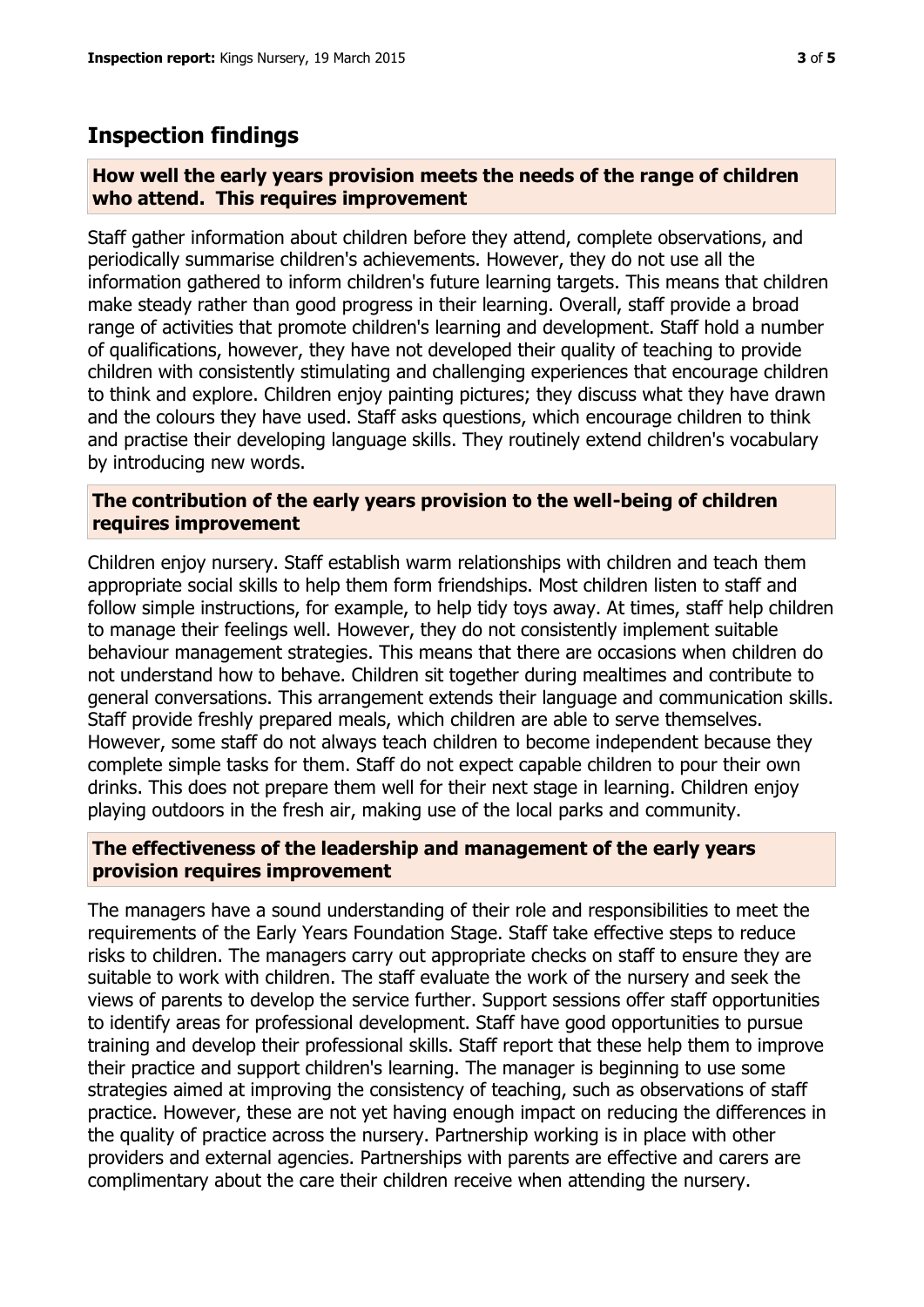## Inspection findings

**How well the early years provision meets the needs of the range of children who attend. This requires improvement**

Staff gather information about children before they attend, complete observations, and periodically summarise children's achievements. However, they do not use all the information gathered to inform children's future learning targets. This means that children make steady rather than good progress in their learning. Overall, staff provide a broad range of activities that promote children's learning and development. Staff hold a number of qualifications, however, they have not developed their quality of teaching to provide children with consistently stimulating and challenging experiences that encourage children to think and explore. Children enjoy painting pictures; they discuss what they have drawn and the colours they have used. Staff asks questions, which encourage children to think and practise their developing language skills. They routinely extend children's vocabulary by introducing new words.

**The contribution of the early years provision to the well-being of children requires improvement**

Children enjoy nursery. Staff establish warm relationships with children and teach them appropriate social skills to help them form friendships. Most children listen to staff and follow simple instructions, for example, to help tidy toys away. At times, staff help children to manage their feelings well. However, they do not consistently implement suitable behaviour management strategies. This means that there are occasions when children do not understand how to behave. Children sit together during mealtimes and contribute to general conversations. This arrangement extends their language and communication skills. Staff provide freshly prepared meals, which children are able to serve themselves. However, some staff do not always teach children to become independent because they complete simple tasks for them. Staff do not expect capable children to pour their own drinks. This does not prepare them well for their next stage in learning. Children enjoy playing outdoors in the fresh air, making use of the local parks and community.

**The effectiveness of the leadership and management of the early years provision requires improvement**

The managers have a sound understanding of their role and responsibilities to meet the requirements of the Early Years Foundation Stage. Staff take effective steps to reduce risks to children. The managers carry out appropriate checks on staff to ensure they are suitable to work with children. The staff evaluate the work of the nursery and seek the views of parents to develop the service further. Support sessions offer staff opportunities to identify areas for professional development. Staff have good opportunities to pursue training and develop their professional skills. Staff report that these help them to improve their practice and support children's learning. The manager is beginning to use some strategies aimed at improving the consistency of teaching, such as observations of staff practice. However, these are not yet having enough impact on reducing the differences in the quality of practice across the nursery. Partnership working is in place with other providers and external agencies. Partnerships with parents are effective and carers are complimentary about the care their children receive when attending the nursery.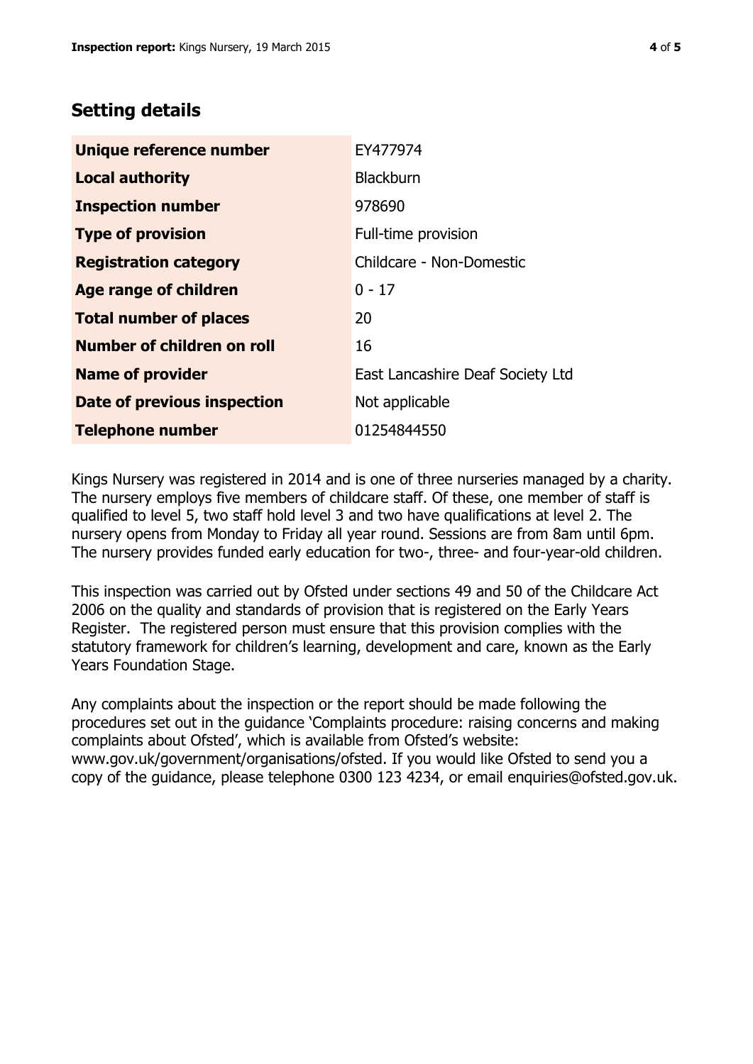## Setting details

| | |
|---|---|
| **Unique reference number** | EY477974 |
| **Local authority** | Blackburn |
| **Inspection number** | 978690 |
| **Type of provision** | Full-time provision |
| **Registration category** | Childcare - Non-Domestic |
| **Age range of children** | 0 - 17 |
| **Total number of places** | 20 |
| **Number of children on roll** | 16 |
| **Name of provider** | East Lancashire Deaf Society Ltd |
| **Date of previous inspection** | Not applicable |
| **Telephone number** | 01254844550 |

Kings Nursery was registered in 2014 and is one of three nurseries managed by a charity. The nursery employs five members of childcare staff. Of these, one member of staff is qualified to level 5, two staff hold level 3 and two have qualifications at level 2. The nursery opens from Monday to Friday all year round. Sessions are from 8am until 6pm. The nursery provides funded early education for two-, three- and four-year-old children.

This inspection was carried out by Ofsted under sections 49 and 50 of the Childcare Act 2006 on the quality and standards of provision that is registered on the Early Years Register. The registered person must ensure that this provision complies with the statutory framework for children's learning, development and care, known as the Early Years Foundation Stage.

Any complaints about the inspection or the report should be made following the procedures set out in the guidance 'Complaints procedure: raising concerns and making complaints about Ofsted', which is available from Ofsted's website: www.gov.uk/government/organisations/ofsted. If you would like Ofsted to send you a copy of the guidance, please telephone 0300 123 4234, or email enquiries@ofsted.gov.uk.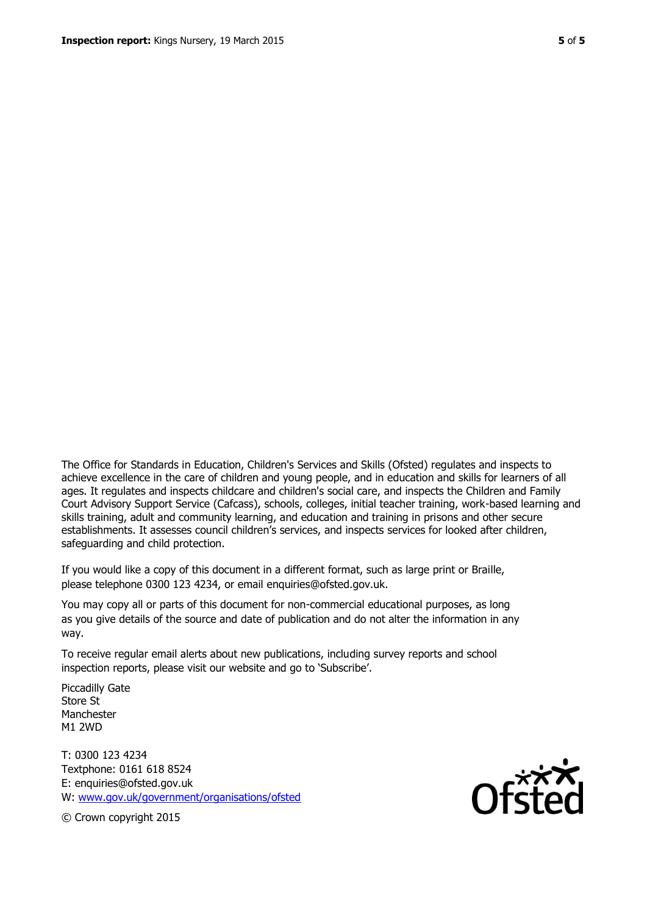The Office for Standards in Education, Children's Services and Skills (Ofsted) regulates and inspects to achieve excellence in the care of children and young people, and in education and skills for learners of all ages. It regulates and inspects childcare and children's social care, and inspects the Children and Family Court Advisory Support Service (Cafcass), schools, colleges, initial teacher training, work-based learning and skills training, adult and community learning, and education and training in prisons and other secure establishments. It assesses council children's services, and inspects services for looked after children, safeguarding and child protection.

If you would like a copy of this document in a different format, such as large print or Braille, please telephone 0300 123 4234, or email enquiries@ofsted.gov.uk.

You may copy all or parts of this document for non-commercial educational purposes, as long as you give details of the source and date of publication and do not alter the information in any way.

To receive regular email alerts about new publications, including survey reports and school inspection reports, please visit our website and go to 'Subscribe'.

Piccadilly Gate
Store St
Manchester
M1 2WD

T: 0300 123 4234
Textphone: 0161 618 8524
E: enquiries@ofsted.gov.uk
W: [www.gov.uk/government/organisations/ofsted](www.gov.uk/government/organisations/ofsted)

© Crown copyright 2015

Ofsted